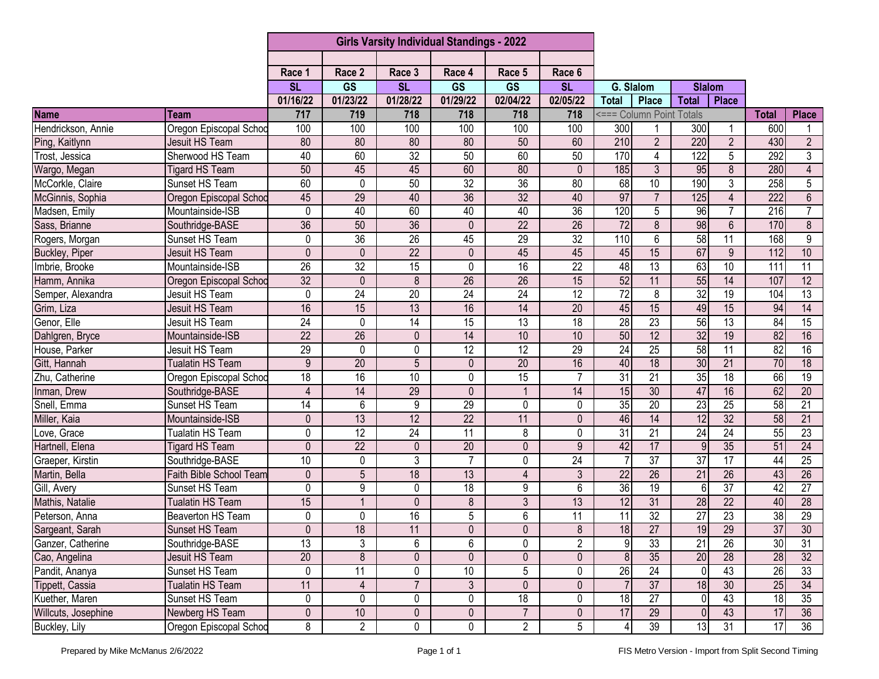## Girls Varsity Individual Standings - 2022

| | | Race 1 | Race 2 | Race 3 | Race 4 | Race 5 | Race 6 | G. Slalom | | Slalom | | | |
|---|---|---|---|---|---|---|---|---|---|---|---|---|---|
| | | SL | GS | SL | GS | GS | SL | | | | | | |
| | | 01/16/22 | 01/23/22 | 01/28/22 | 01/29/22 | 02/04/22 | 02/05/22 | Total | Place | Total | Place | | |
| **Name** | **Team** | 717 | 719 | 718 | 718 | 718 | 718 | <=== Column Point Totals | | | | **Total** | **Place** |
| Hendrickson, Annie | Oregon Episcopal Schoo | 100 | 100 | 100 | 100 | 100 | 100 | 300 | 1 | 300 | 1 | 600 | 1 |
| Ping, Kaitlynn | Jesuit HS Team | 80 | 80 | 80 | 80 | 50 | 60 | 210 | 2 | 220 | 2 | 430 | 2 |
| Trost, Jessica | Sherwood HS Team | 40 | 60 | 32 | 50 | 60 | 50 | 170 | 4 | 122 | 5 | 292 | 3 |
| Wargo, Megan | Tigard HS Team | 50 | 45 | 45 | 60 | 80 | 0 | 185 | 3 | 95 | 8 | 280 | 4 |
| McCorkle, Claire | Sunset HS Team | 60 | 0 | 50 | 32 | 36 | 80 | 68 | 10 | 190 | 3 | 258 | 5 |
| McGinnis, Sophia | Oregon Episcopal Schoo | 45 | 29 | 40 | 36 | 32 | 40 | 97 | 7 | 125 | 4 | 222 | 6 |
| Madsen, Emily | Mountainside-ISB | 0 | 40 | 60 | 40 | 40 | 36 | 120 | 5 | 96 | 7 | 216 | 7 |
| Sass, Brianne | Southridge-BASE | 36 | 50 | 36 | 0 | 22 | 26 | 72 | 8 | 98 | 6 | 170 | 8 |
| Rogers, Morgan | Sunset HS Team | 0 | 36 | 26 | 45 | 29 | 32 | 110 | 6 | 58 | 11 | 168 | 9 |
| Buckley, Piper | Jesuit HS Team | 0 | 0 | 22 | 0 | 45 | 45 | 45 | 15 | 67 | 9 | 112 | 10 |
| Imbrie, Brooke | Mountainside-ISB | 26 | 32 | 15 | 0 | 16 | 22 | 48 | 13 | 63 | 10 | 111 | 11 |
| Hamm, Annika | Oregon Episcopal Schoo | 32 | 0 | 8 | 26 | 26 | 15 | 52 | 11 | 55 | 14 | 107 | 12 |
| Semper, Alexandra | Jesuit HS Team | 0 | 24 | 20 | 24 | 24 | 12 | 72 | 8 | 32 | 19 | 104 | 13 |
| Grim, Liza | Jesuit HS Team | 16 | 15 | 13 | 16 | 14 | 20 | 45 | 15 | 49 | 15 | 94 | 14 |
| Genor, Elle | Jesuit HS Team | 24 | 0 | 14 | 15 | 13 | 18 | 28 | 23 | 56 | 13 | 84 | 15 |
| Dahlgren, Bryce | Mountainside-ISB | 22 | 26 | 0 | 14 | 10 | 10 | 50 | 12 | 32 | 19 | 82 | 16 |
| House, Parker | Jesuit HS Team | 29 | 0 | 0 | 12 | 12 | 29 | 24 | 25 | 58 | 11 | 82 | 16 |
| Gitt, Hannah | Tualatin HS Team | 9 | 20 | 5 | 0 | 20 | 16 | 40 | 18 | 30 | 21 | 70 | 18 |
| Zhu, Catherine | Oregon Episcopal Schoo | 18 | 16 | 10 | 0 | 15 | 7 | 31 | 21 | 35 | 18 | 66 | 19 |
| Inman, Drew | Southridge-BASE | 4 | 14 | 29 | 0 | 1 | 14 | 15 | 30 | 47 | 16 | 62 | 20 |
| Snell, Emma | Sunset HS Team | 14 | 6 | 9 | 29 | 0 | 0 | 35 | 20 | 23 | 25 | 58 | 21 |
| Miller, Kaia | Mountainside-ISB | 0 | 13 | 12 | 22 | 11 | 0 | 46 | 14 | 12 | 32 | 58 | 21 |
| Love, Grace | Tualatin HS Team | 0 | 12 | 24 | 11 | 8 | 0 | 31 | 21 | 24 | 24 | 55 | 23 |
| Hartnell, Elena | Tigard HS Team | 0 | 22 | 0 | 20 | 0 | 9 | 42 | 17 | 9 | 35 | 51 | 24 |
| Graeper, Kirstin | Southridge-BASE | 10 | 0 | 3 | 7 | 0 | 24 | 7 | 37 | 37 | 17 | 44 | 25 |
| Martin, Bella | Faith Bible School Team | 0 | 5 | 18 | 13 | 4 | 3 | 22 | 26 | 21 | 26 | 43 | 26 |
| Gill, Avery | Sunset HS Team | 0 | 9 | 0 | 18 | 9 | 6 | 36 | 19 | 6 | 37 | 42 | 27 |
| Mathis, Natalie | Tualatin HS Team | 15 | 1 | 0 | 8 | 3 | 13 | 12 | 31 | 28 | 22 | 40 | 28 |
| Peterson, Anna | Beaverton HS Team | 0 | 0 | 16 | 5 | 6 | 11 | 11 | 32 | 27 | 23 | 38 | 29 |
| Sargeant, Sarah | Sunset HS Team | 0 | 18 | 11 | 0 | 0 | 8 | 18 | 27 | 19 | 29 | 37 | 30 |
| Ganzer, Catherine | Southridge-BASE | 13 | 3 | 6 | 6 | 0 | 2 | 9 | 33 | 21 | 26 | 30 | 31 |
| Cao, Angelina | Jesuit HS Team | 20 | 8 | 0 | 0 | 0 | 0 | 8 | 35 | 20 | 28 | 28 | 32 |
| Pandit, Ananya | Sunset HS Team | 0 | 11 | 0 | 10 | 5 | 0 | 26 | 24 | 0 | 43 | 26 | 33 |
| Tippett, Cassia | Tualatin HS Team | 11 | 4 | 7 | 3 | 0 | 0 | 7 | 37 | 18 | 30 | 25 | 34 |
| Kuether, Maren | Sunset HS Team | 0 | 0 | 0 | 0 | 18 | 0 | 18 | 27 | 0 | 43 | 18 | 35 |
| Willcuts, Josephine | Newberg HS Team | 0 | 10 | 0 | 0 | 7 | 0 | 17 | 29 | 0 | 43 | 17 | 36 |
| Buckley, Lily | Oregon Episcopal Schoo | 8 | 2 | 0 | 0 | 2 | 5 | 4 | 39 | 13 | 31 | 17 | 36 |

Prepared by Mike McManus 2/6/2022

FIS Metro Version - Import from Split Second Timing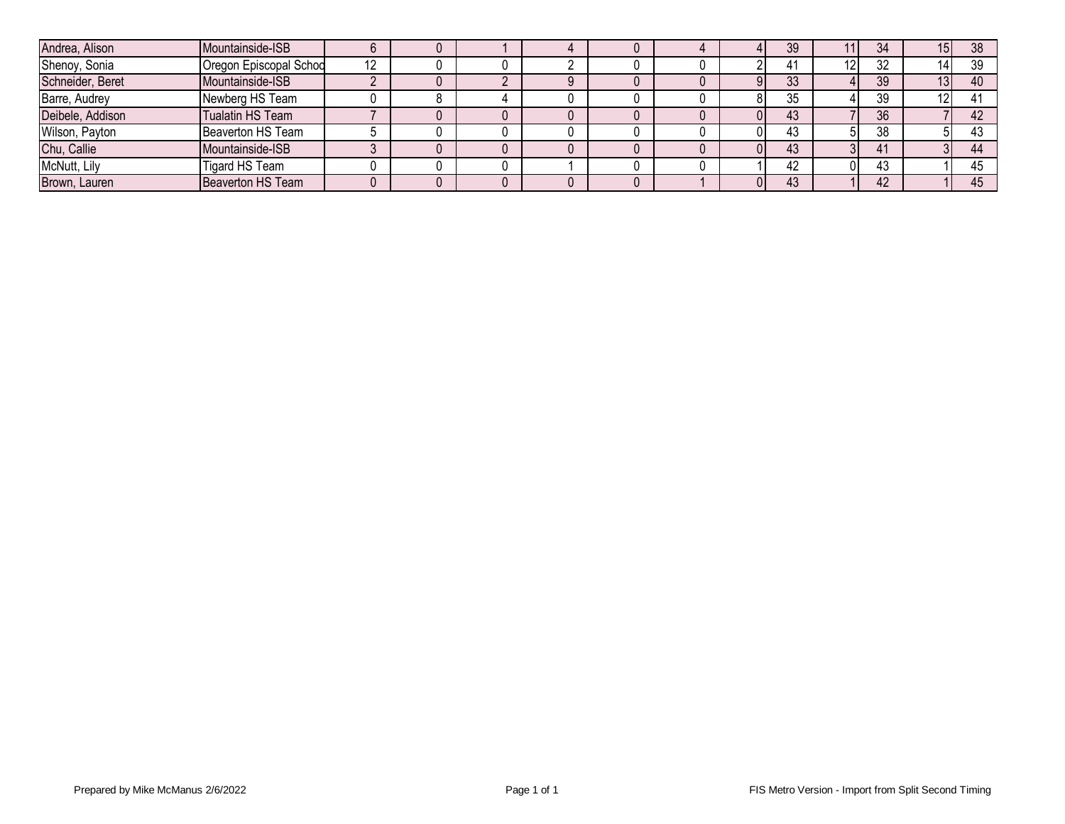| | | | | | | | | | | | | | |
|---|---|---|---|---|---|---|---|---|---|---|---|---|---|
| Andrea, Alison | Mountainside-ISB | 6 | 0 | 1 | 4 | 0 | 4 | 4 | 39 | 11 | 34 | 15 | 38 |
| Shenoy, Sonia | Oregon Episcopal Schoo | 12 | 0 | 0 | 2 | 0 | 0 | 2 | 41 | 12 | 32 | 14 | 39 |
| Schneider, Beret | Mountainside-ISB | 2 | 0 | 2 | 9 | 0 | 0 | 9 | 33 | 4 | 39 | 13 | 40 |
| Barre, Audrey | Newberg HS Team | 0 | 8 | 4 | 0 | 0 | 0 | 8 | 35 | 4 | 39 | 12 | 41 |
| Deibele, Addison | Tualatin HS Team | 7 | 0 | 0 | 0 | 0 | 0 | 0 | 43 | 7 | 36 | 7 | 42 |
| Wilson, Payton | Beaverton HS Team | 5 | 0 | 0 | 0 | 0 | 0 | 0 | 43 | 5 | 38 | 5 | 43 |
| Chu, Callie | Mountainside-ISB | 3 | 0 | 0 | 0 | 0 | 0 | 0 | 43 | 3 | 41 | 3 | 44 |
| McNutt, Lily | Tigard HS Team | 0 | 0 | 0 | 1 | 0 | 0 | 1 | 42 | 0 | 43 | 1 | 45 |
| Brown, Lauren | Beaverton HS Team | 0 | 0 | 0 | 0 | 0 | 1 | 0 | 43 | 1 | 42 | 1 | 45 |

Prepared by Mike McManus 2/6/2022

FIS Metro Version - Import from Split Second Timing